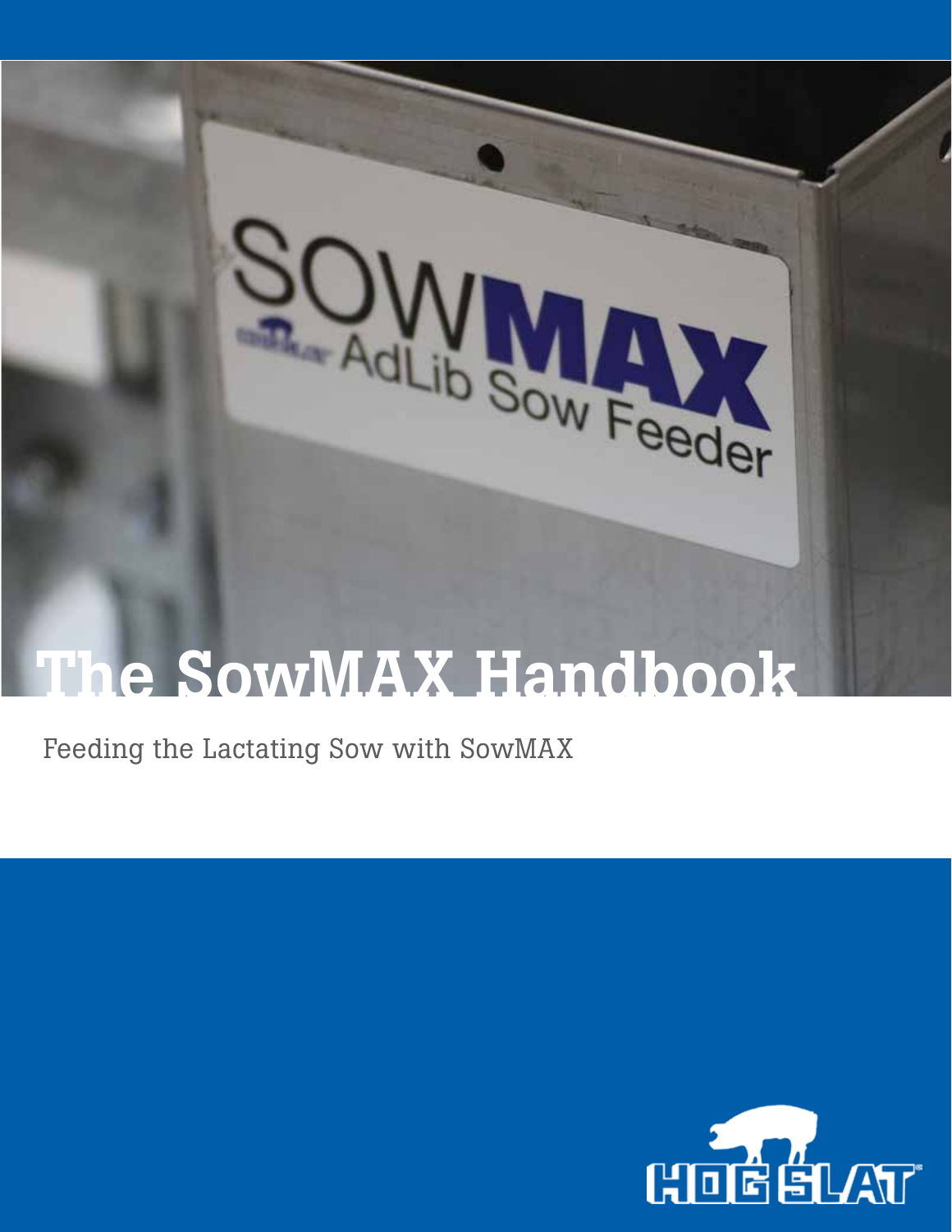# The SowMAX Handbook

Feeding the Lactating Sow with SowMAX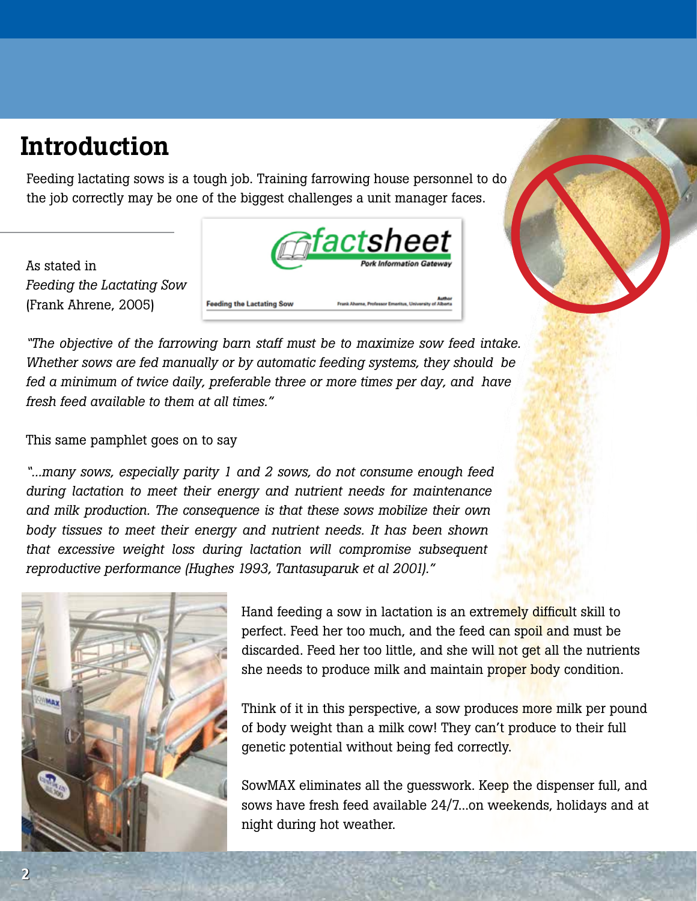# Introduction

Feeding lactating sows is a tough job. Training farrowing house personnel to do the job correctly may be one of the biggest challenges a unit manager faces.

As stated in *Feeding the Lactating Sow* (Frank Ahrene, 2005)

*"The objective of the farrowing barn staff must be to maximize sow feed intake. Whether sows are fed manually or by automatic feeding systems, they should be fed a minimum of twice daily, preferable three or more times per day, and have fresh feed available to them at all times."*

This same pamphlet goes on to say

*"...many sows, especially parity 1 and 2 sows, do not consume enough feed during lactation to meet their energy and nutrient needs for maintenance and milk production. The consequence is that these sows mobilize their own body tissues to meet their energy and nutrient needs. It has been shown that excessive weight loss during lactation will compromise subsequent reproductive performance (Hughes 1993, Tantasuparuk et al 2001)."*

Hand feeding a sow in lactation is an extremely difficult skill to perfect. Feed her too much, and the feed can spoil and must be discarded. Feed her too little, and she will not get all the nutrients she needs to produce milk and maintain proper body condition.

Think of it in this perspective, a sow produces more milk per pound of body weight than a milk cow! They can't produce to their full genetic potential without being fed correctly.

SowMAX eliminates all the guesswork. Keep the dispenser full, and sows have fresh feed available 24/7...on weekends, holidays and at night during hot weather.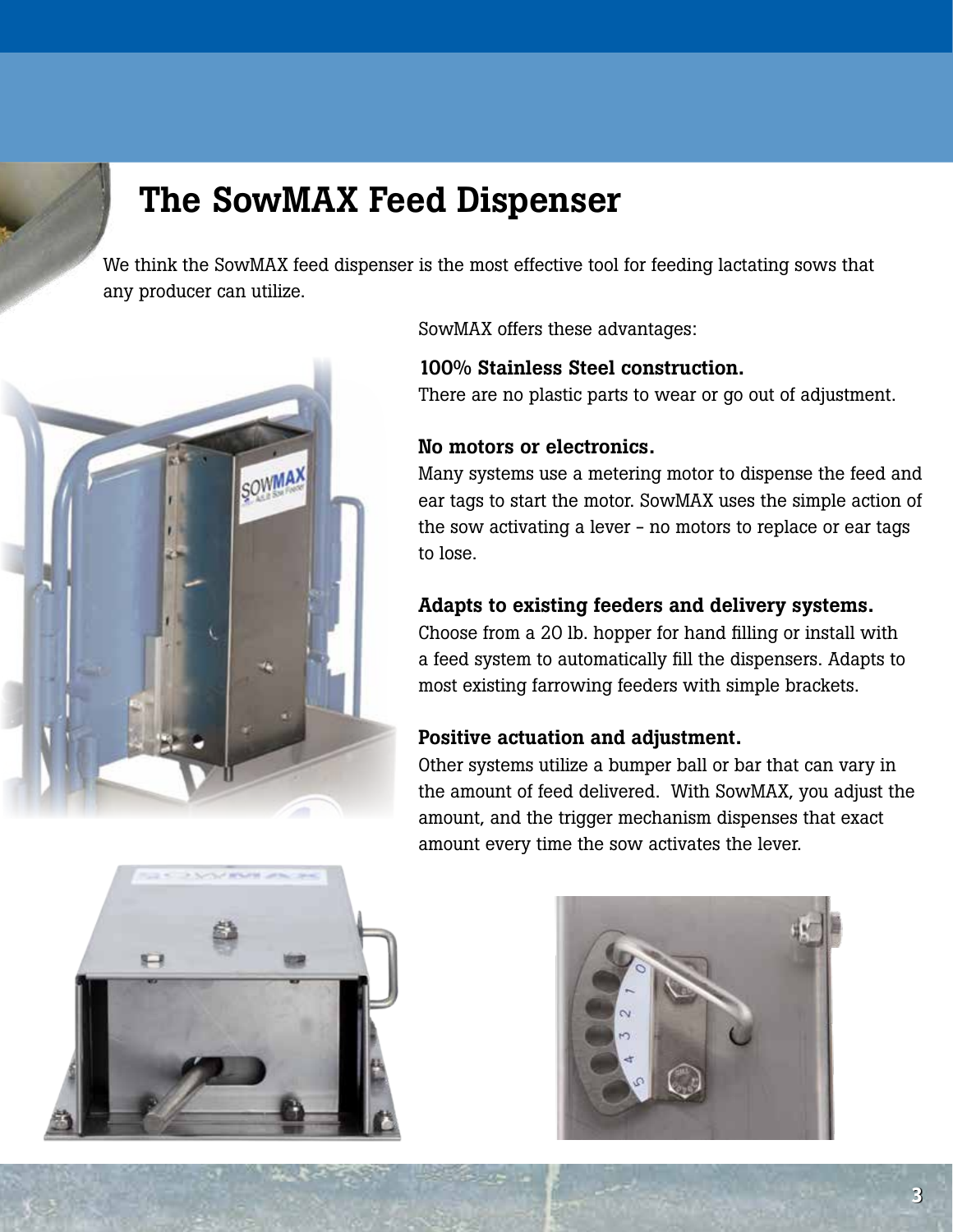# The SowMAX Feed Dispenser

We think the SowMAX feed dispenser is the most effective tool for feeding lactating sows that any producer can utilize.

SowMAX offers these advantages:

**100% Stainless Steel construction.**
There are no plastic parts to wear or go out of adjustment.

**No motors or electronics.**
Many systems use a metering motor to dispense the feed and ear tags to start the motor. SowMAX uses the simple action of the sow activating a lever - no motors to replace or ear tags to lose.

**Adapts to existing feeders and delivery systems.**
Choose from a 20 lb. hopper for hand filling or install with a feed system to automatically fill the dispensers. Adapts to most existing farrowing feeders with simple brackets.

**Positive actuation and adjustment.**
Other systems utilize a bumper ball or bar that can vary in the amount of feed delivered. With SowMAX, you adjust the amount, and the trigger mechanism dispenses that exact amount every time the sow activates the lever.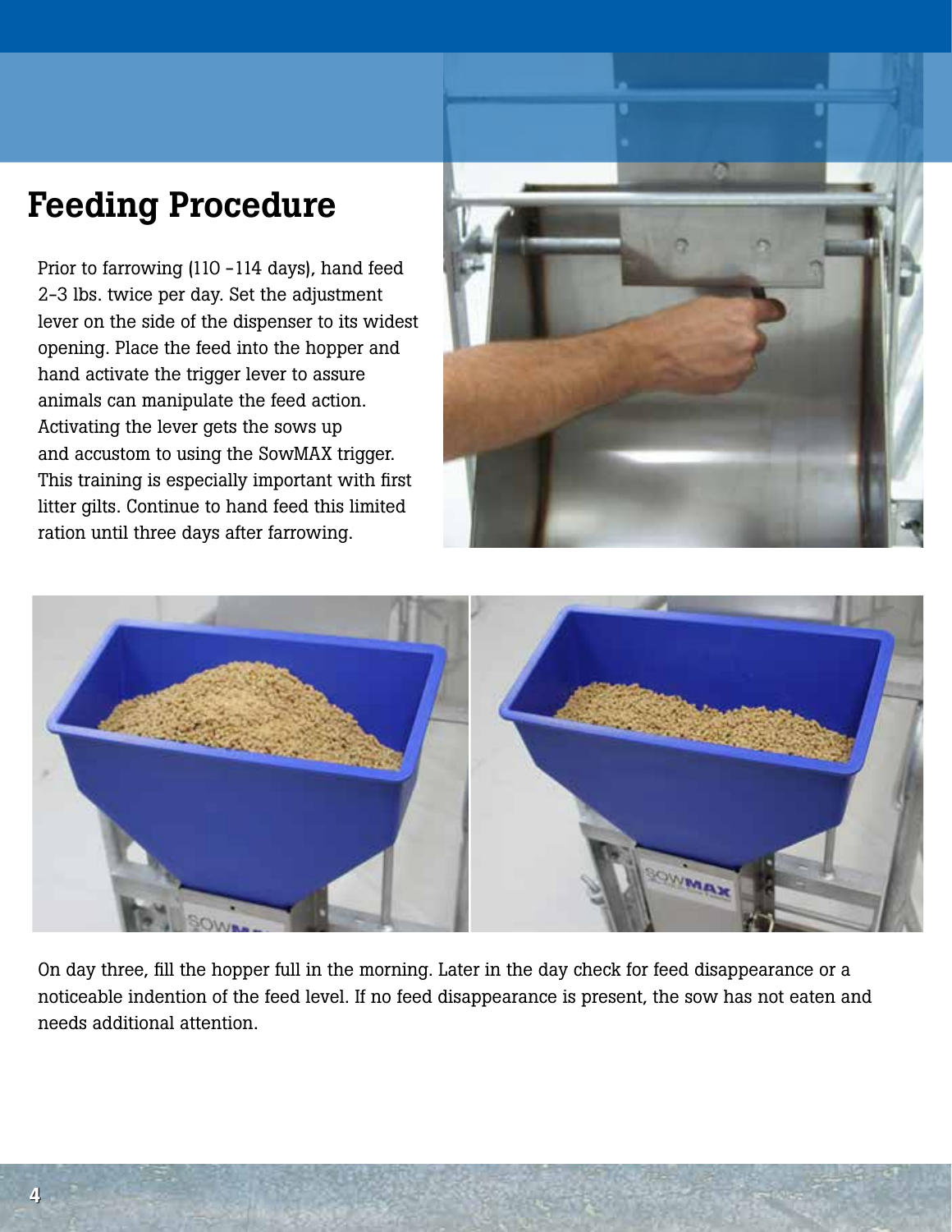# Feeding Procedure

Prior to farrowing (110 -114 days), hand feed 2-3 lbs. twice per day. Set the adjustment lever on the side of the dispenser to its widest opening. Place the feed into the hopper and hand activate the trigger lever to assure animals can manipulate the feed action. Activating the lever gets the sows up and accustom to using the SowMAX trigger. This training is especially important with first litter gilts. Continue to hand feed this limited ration until three days after farrowing.

On day three, fill the hopper full in the morning. Later in the day check for feed disappearance or a noticeable indention of the feed level. If no feed disappearance is present, the sow has not eaten and needs additional attention.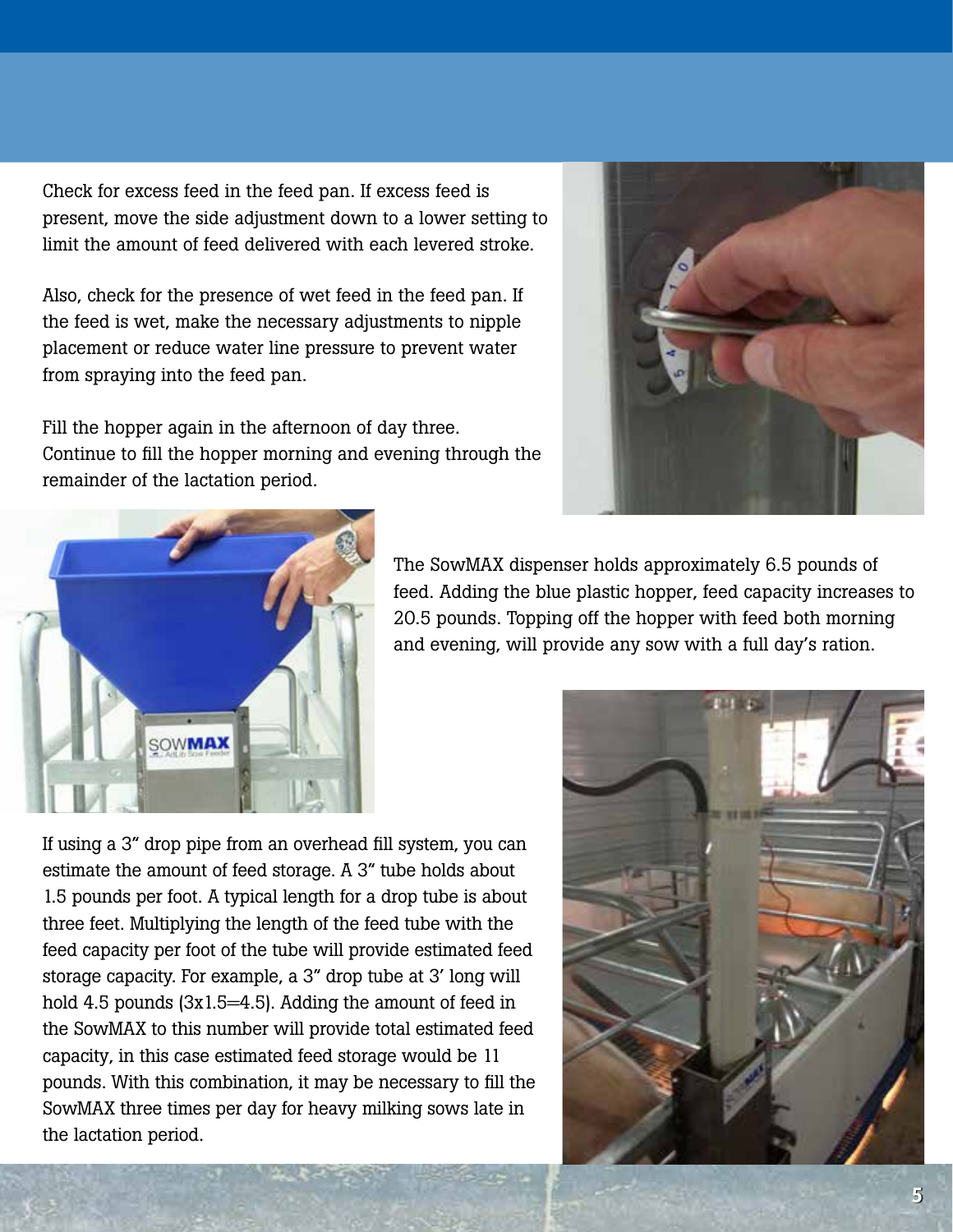Check for excess feed in the feed pan. If excess feed is present, move the side adjustment down to a lower setting to limit the amount of feed delivered with each levered stroke.

Also, check for the presence of wet feed in the feed pan. If the feed is wet, make the necessary adjustments to nipple placement or reduce water line pressure to prevent water from spraying into the feed pan.

Fill the hopper again in the afternoon of day three. Continue to fill the hopper morning and evening through the remainder of the lactation period.

The SowMAX dispenser holds approximately 6.5 pounds of feed. Adding the blue plastic hopper, feed capacity increases to 20.5 pounds. Topping off the hopper with feed both morning and evening, will provide any sow with a full day's ration.

If using a 3" drop pipe from an overhead fill system, you can estimate the amount of feed storage. A 3" tube holds about 1.5 pounds per foot. A typical length for a drop tube is about three feet. Multiplying the length of the feed tube with the feed capacity per foot of the tube will provide estimated feed storage capacity. For example, a 3" drop tube at 3' long will hold 4.5 pounds (3x1.5=4.5). Adding the amount of feed in the SowMAX to this number will provide total estimated feed capacity, in this case estimated feed storage would be 11 pounds. With this combination, it may be necessary to fill the SowMAX three times per day for heavy milking sows late in the lactation period.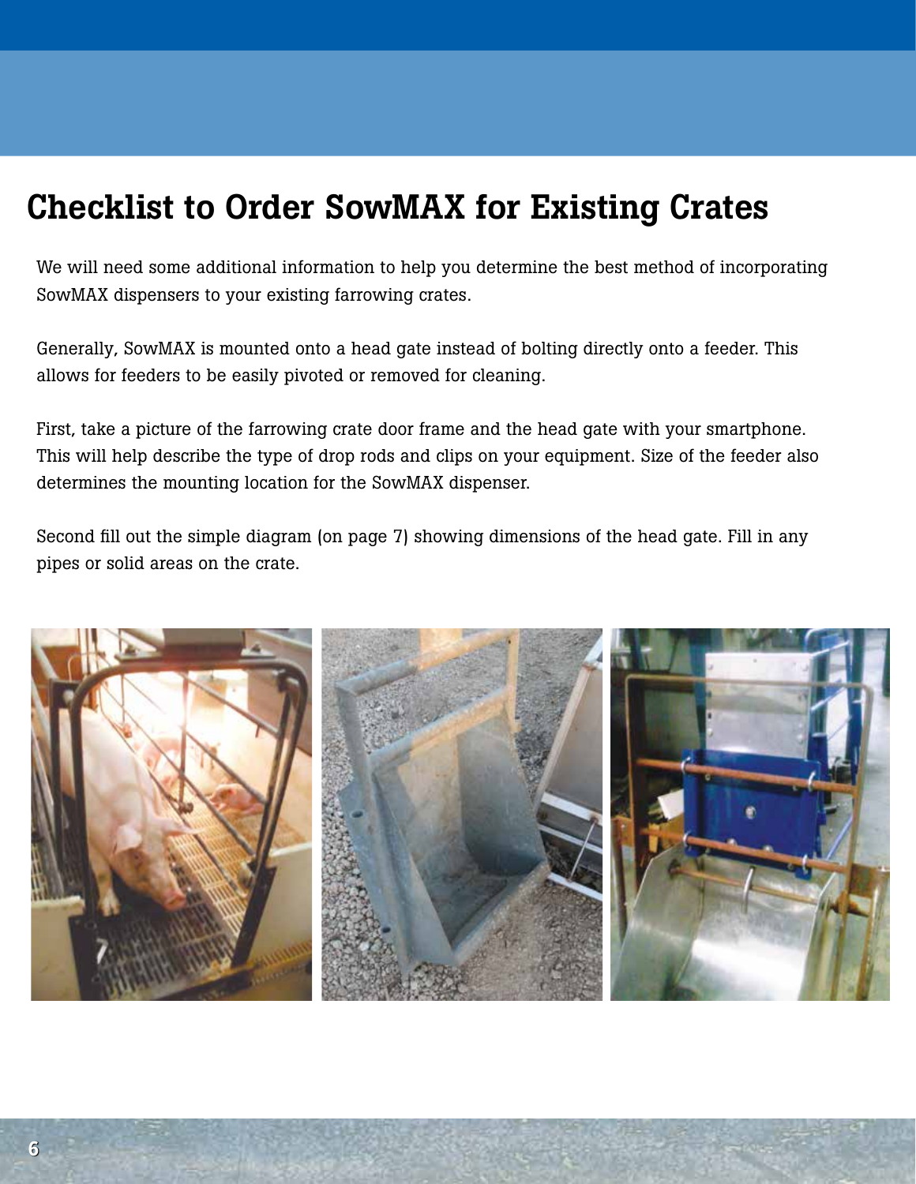# Checklist to Order SowMAX for Existing Crates

We will need some additional information to help you determine the best method of incorporating SowMAX dispensers to your existing farrowing crates.

Generally, SowMAX is mounted onto a head gate instead of bolting directly onto a feeder. This allows for feeders to be easily pivoted or removed for cleaning.

First, take a picture of the farrowing crate door frame and the head gate with your smartphone. This will help describe the type of drop rods and clips on your equipment. Size of the feeder also determines the mounting location for the SowMAX dispenser.

Second fill out the simple diagram (on page 7) showing dimensions of the head gate. Fill in any pipes or solid areas on the crate.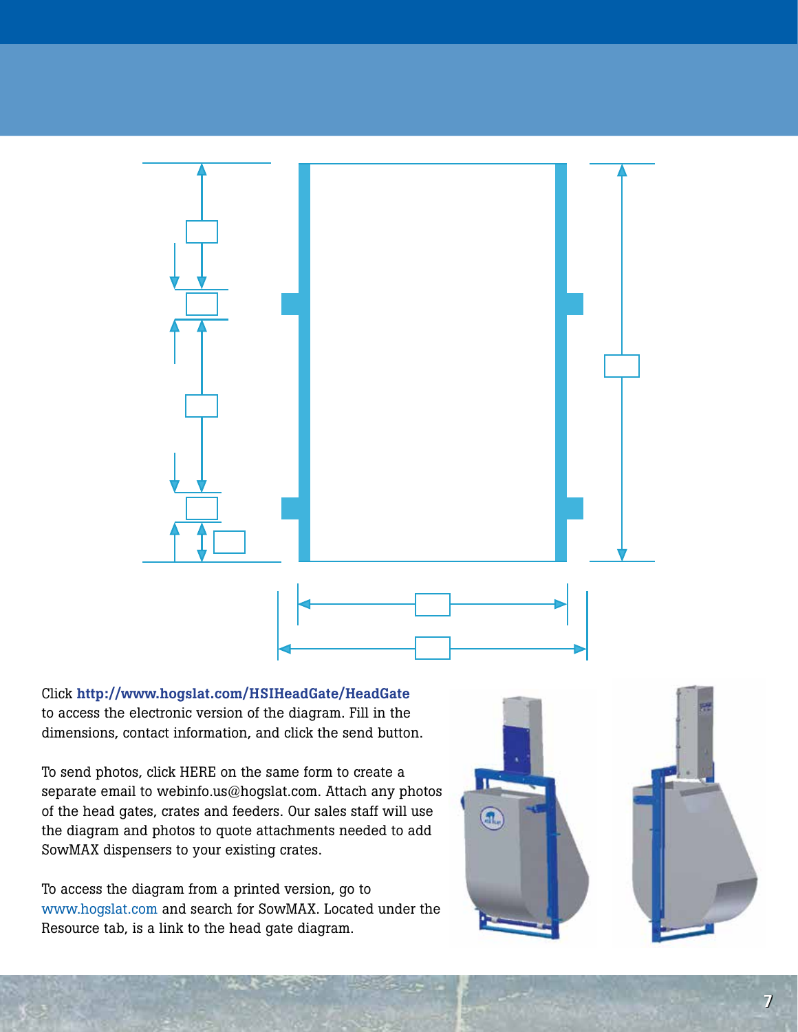Click **http://www.hogslat.com/HSIHeadGate/HeadGate** to access the electronic version of the diagram. Fill in the dimensions, contact information, and click the send button.

To send photos, click HERE on the same form to create a separate email to webinfo.us@hogslat.com. Attach any photos of the head gates, crates and feeders. Our sales staff will use the diagram and photos to quote attachments needed to add SowMAX dispensers to your existing crates.

To access the diagram from a printed version, go to www.hogslat.com and search for SowMAX. Located under the Resource tab, is a link to the head gate diagram.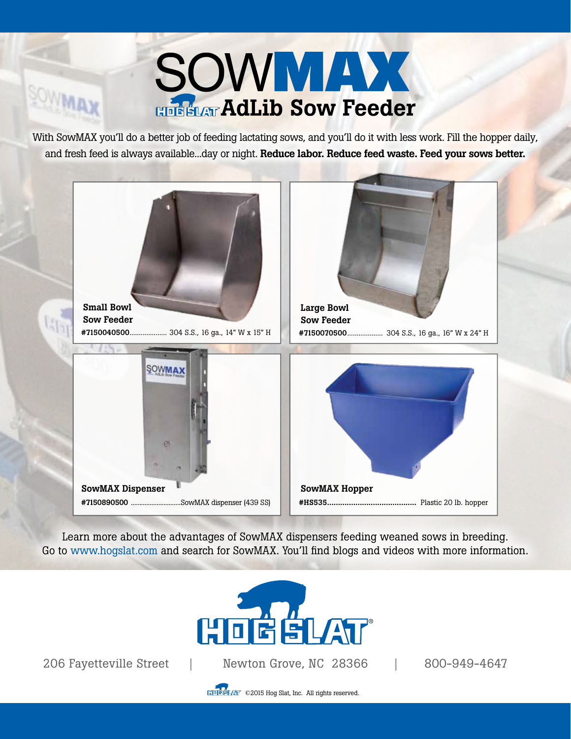# SOWMAX

## HOG SLAT AdLib Sow Feeder

With SowMAX you'll do a better job of feeding lactating sows, and you'll do it with less work. Fill the hopper daily, and fresh feed is always available...day or night. **Reduce labor. Reduce feed waste. Feed your sows better.**

**Small Bowl Sow Feeder**
**#7150040500**.................... 304 S.S., 16 ga., 14" W x 15" H

**Large Bowl Sow Feeder**
**#7150070500**.................. 304 S.S., 16 ga., 16" W x 24" H

**SowMAX Dispenser**
**#7150890500** ............................SowMAX dispenser (439 SS)

**SowMAX Hopper**
**#HS535**........................................ Plastic 20 lb. hopper

Learn more about the advantages of SowMAX dispensers feeding weaned sows in breeding.
Go to www.hogslat.com and search for SowMAX. You'll find blogs and videos with more information.

HOG SLAT®

206 Fayetteville Street | Newton Grove, NC 28366 | 800-949-4647

©2015 Hog Slat, Inc. All rights reserved.